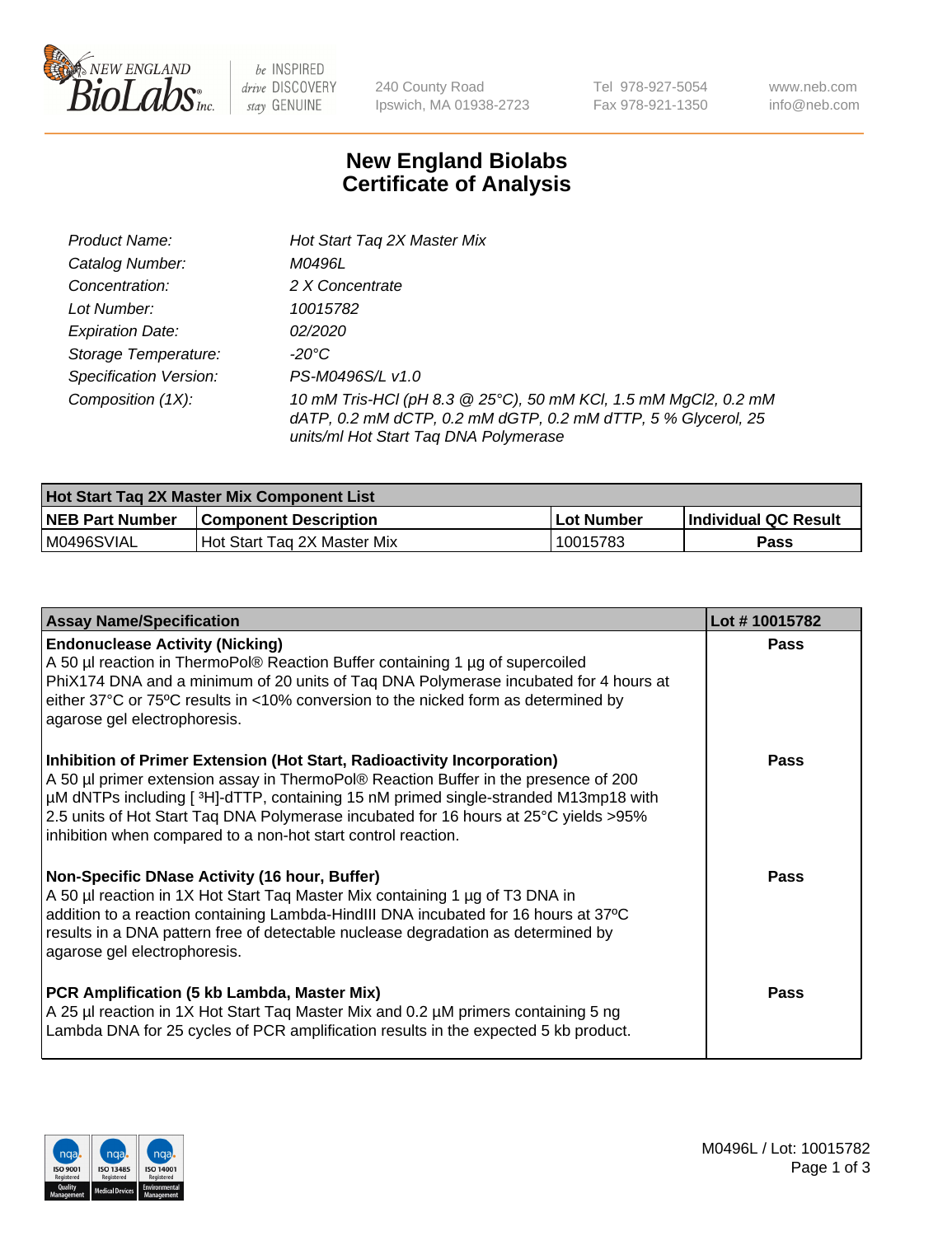# New England Biolabs Certificate of Analysis

| | |
|---|---|
| Product Name: | Hot Start Taq 2X Master Mix |
| Catalog Number: | M0496L |
| Concentration: | 2 X Concentrate |
| Lot Number: | 10015782 |
| Expiration Date: | 02/2020 |
| Storage Temperature: | -20°C |
| Specification Version: | PS-M0496S/L v1.0 |
| Composition (1X): | 10 mM Tris-HCl (pH 8.3 @ 25°C), 50 mM KCl, 1.5 mM MgCl2, 0.2 mM dATP, 0.2 mM dCTP, 0.2 mM dGTP, 0.2 mM dTTP, 5 % Glycerol, 25 units/ml Hot Start Taq DNA Polymerase |

| Hot Start Taq 2X Master Mix Component List | | | |
|---|---|---|---|
| **NEB Part Number** | **Component Description** | **Lot Number** | **Individual QC Result** |
| M0496SVIAL | Hot Start Taq 2X Master Mix | 10015783 | **Pass** |

| Assay Name/Specification | Lot # 10015782 |
|---|---|
| **Endonuclease Activity (Nicking)**<br>A 50 µl reaction in ThermoPol® Reaction Buffer containing 1 µg of supercoiled PhiX174 DNA and a minimum of 20 units of Taq DNA Polymerase incubated for 4 hours at either 37°C or 75ºC results in <10% conversion to the nicked form as determined by agarose gel electrophoresis. | **Pass** |
| **Inhibition of Primer Extension (Hot Start, Radioactivity Incorporation)**<br>A 50 µl primer extension assay in ThermoPol® Reaction Buffer in the presence of 200 µM dNTPs including [ ³H]-dTTP, containing 15 nM primed single-stranded M13mp18 with 2.5 units of Hot Start Taq DNA Polymerase incubated for 16 hours at 25°C yields >95% inhibition when compared to a non-hot start control reaction. | **Pass** |
| **Non-Specific DNase Activity (16 hour, Buffer)**<br>A 50 µl reaction in 1X Hot Start Taq Master Mix containing 1 µg of T3 DNA in addition to a reaction containing Lambda-HindIII DNA incubated for 16 hours at 37ºC results in a DNA pattern free of detectable nuclease degradation as determined by agarose gel electrophoresis. | **Pass** |
| **PCR Amplification (5 kb Lambda, Master Mix)**<br>A 25 µl reaction in 1X Hot Start Taq Master Mix and 0.2 µM primers containing 5 ng Lambda DNA for 25 cycles of PCR amplification results in the expected 5 kb product. | **Pass** |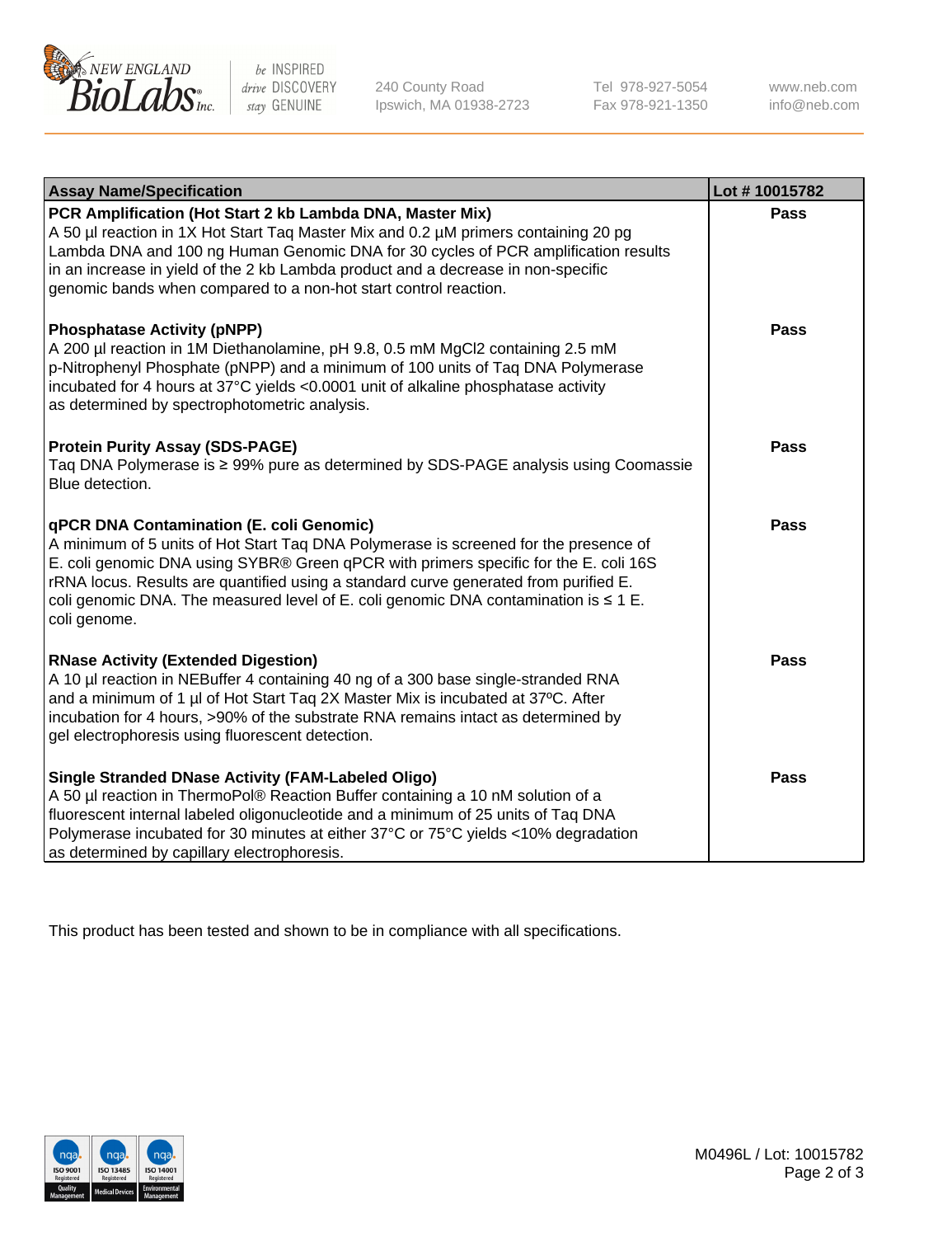| Assay Name/Specification | Lot # 10015782 |
|---|---|
| **PCR Amplification (Hot Start 2 kb Lambda DNA, Master Mix)**<br>A 50 µl reaction in 1X Hot Start Taq Master Mix and 0.2 µM primers containing 20 pg Lambda DNA and 100 ng Human Genomic DNA for 30 cycles of PCR amplification results in an increase in yield of the 2 kb Lambda product and a decrease in non-specific genomic bands when compared to a non-hot start control reaction. | **Pass** |
| **Phosphatase Activity (pNPP)**<br>A 200 µl reaction in 1M Diethanolamine, pH 9.8, 0.5 mM $MgCl_2$ containing 2.5 mM p-Nitrophenyl Phosphate (pNPP) and a minimum of 100 units of Taq DNA Polymerase incubated for 4 hours at 37°C yields <0.0001 unit of alkaline phosphatase activity as determined by spectrophotometric analysis. | **Pass** |
| **Protein Purity Assay (SDS-PAGE)**<br>Taq DNA Polymerase is ≥ 99% pure as determined by SDS-PAGE analysis using Coomassie Blue detection. | **Pass** |
| **qPCR DNA Contamination (E. coli Genomic)**<br>A minimum of 5 units of Hot Start Taq DNA Polymerase is screened for the presence of E. coli genomic DNA using SYBR® Green qPCR with primers specific for the E. coli 16S rRNA locus. Results are quantified using a standard curve generated from purified E. coli genomic DNA. The measured level of E. coli genomic DNA contamination is ≤ 1 E. coli genome. | **Pass** |
| **RNase Activity (Extended Digestion)**<br>A 10 µl reaction in NEBuffer 4 containing 40 ng of a 300 base single-stranded RNA and a minimum of 1 µl of Hot Start Taq 2X Master Mix is incubated at 37ºC. After incubation for 4 hours, >90% of the substrate RNA remains intact as determined by gel electrophoresis using fluorescent detection. | **Pass** |
| **Single Stranded DNase Activity (FAM-Labeled Oligo)**<br>A 50 µl reaction in ThermoPol® Reaction Buffer containing a 10 nM solution of a fluorescent internal labeled oligonucleotide and a minimum of 25 units of Taq DNA Polymerase incubated for 30 minutes at either 37°C or 75°C yields <10% degradation as determined by capillary electrophoresis. | **Pass** |

This product has been tested and shown to be in compliance with all specifications.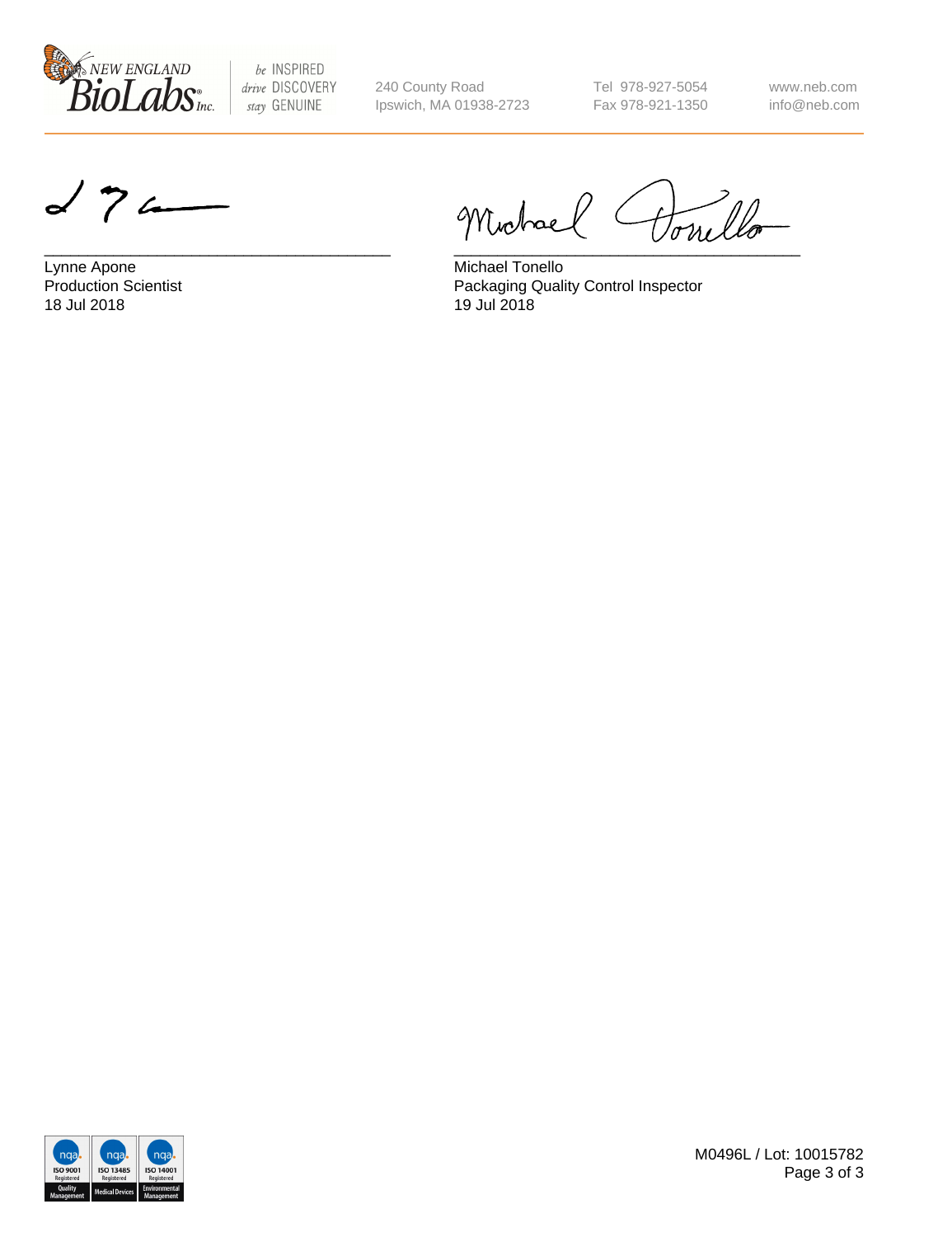Lynne Apone
Production Scientist
18 Jul 2018

Michael Tonello
Packaging Quality Control Inspector
19 Jul 2018

M0496L / Lot: 10015782